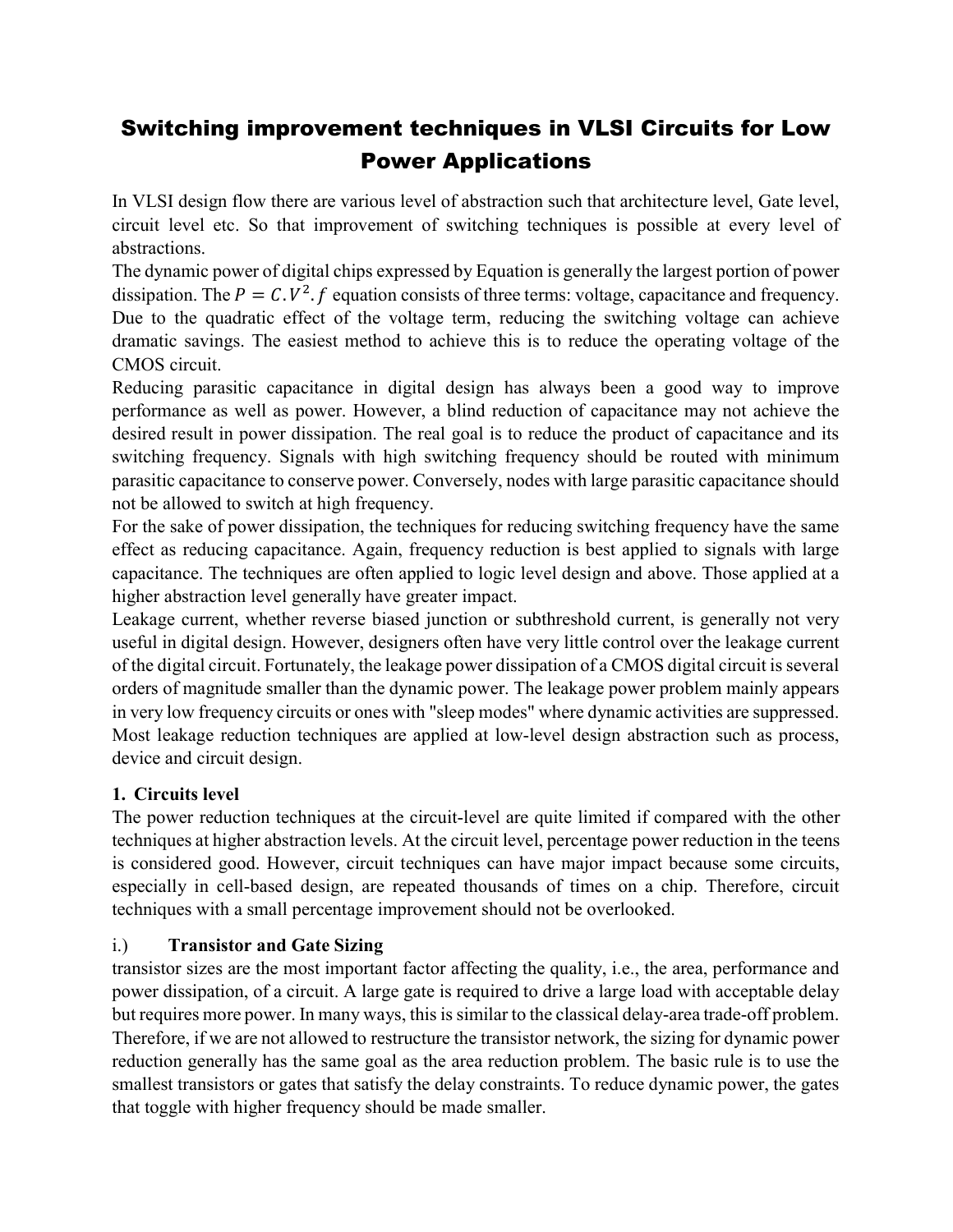# Switching improvement techniques in VLSI Circuits for Low Power Applications

In VLSI design flow there are various level of abstraction such that architecture level, Gate level, circuit level etc. So that improvement of switching techniques is possible at every level of abstractions.

The dynamic power of digital chips expressed by Equation is generally the largest portion of power dissipation. The $P = C.V^2.f$ equation consists of three terms: voltage, capacitance and frequency. Due to the quadratic effect of the voltage term, reducing the switching voltage can achieve dramatic savings. The easiest method to achieve this is to reduce the operating voltage of the CMOS circuit.

Reducing parasitic capacitance in digital design has always been a good way to improve performance as well as power. However, a blind reduction of capacitance may not achieve the desired result in power dissipation. The real goal is to reduce the product of capacitance and its switching frequency. Signals with high switching frequency should be routed with minimum parasitic capacitance to conserve power. Conversely, nodes with large parasitic capacitance should not be allowed to switch at high frequency.

For the sake of power dissipation, the techniques for reducing switching frequency have the same effect as reducing capacitance. Again, frequency reduction is best applied to signals with large capacitance. The techniques are often applied to logic level design and above. Those applied at a higher abstraction level generally have greater impact.

Leakage current, whether reverse biased junction or subthreshold current, is generally not very useful in digital design. However, designers often have very little control over the leakage current of the digital circuit. Fortunately, the leakage power dissipation of a CMOS digital circuit is several orders of magnitude smaller than the dynamic power. The leakage power problem mainly appears in very low frequency circuits or ones with "sleep modes" where dynamic activities are suppressed. Most leakage reduction techniques are applied at low-level design abstraction such as process, device and circuit design.

## 1. Circuits level

The power reduction techniques at the circuit-level are quite limited if compared with the other techniques at higher abstraction levels. At the circuit level, percentage power reduction in the teens is considered good. However, circuit techniques can have major impact because some circuits, especially in cell-based design, are repeated thousands of times on a chip. Therefore, circuit techniques with a small percentage improvement should not be overlooked.

### i.) Transistor and Gate Sizing

transistor sizes are the most important factor affecting the quality, i.e., the area, performance and power dissipation, of a circuit. A large gate is required to drive a large load with acceptable delay but requires more power. In many ways, this is similar to the classical delay-area trade-off problem. Therefore, if we are not allowed to restructure the transistor network, the sizing for dynamic power reduction generally has the same goal as the area reduction problem. The basic rule is to use the smallest transistors or gates that satisfy the delay constraints. To reduce dynamic power, the gates that toggle with higher frequency should be made smaller.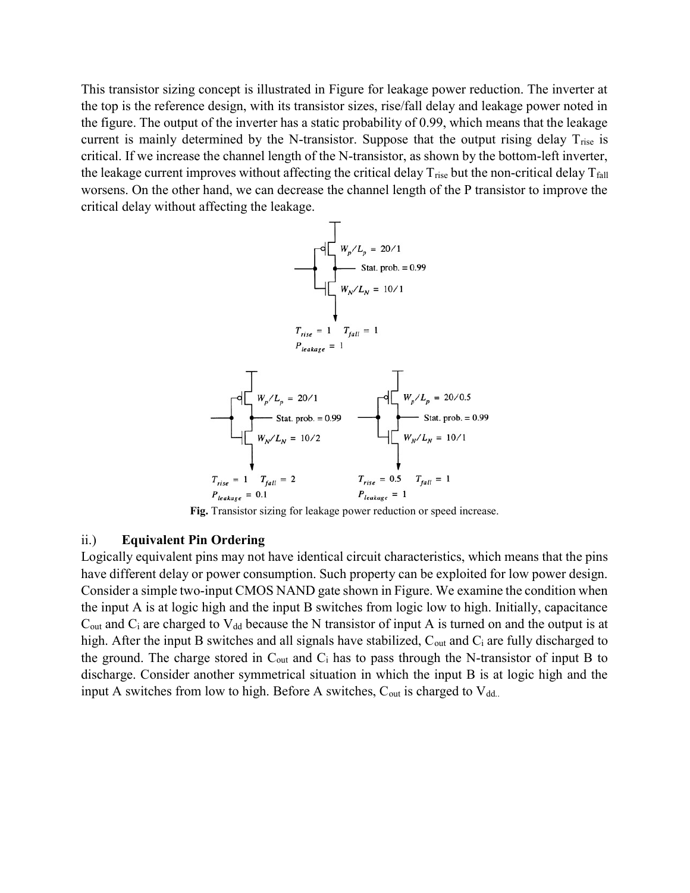This transistor sizing concept is illustrated in Figure for leakage power reduction. The inverter at the top is the reference design, with its transistor sizes, rise/fall delay and leakage power noted in the figure. The output of the inverter has a static probability of 0.99, which means that the leakage current is mainly determined by the N-transistor. Suppose that the output rising delay $T_{rise}$ is critical. If we increase the channel length of the N-transistor, as shown by the bottom-left inverter, the leakage current improves without affecting the critical delay $T_{rise}$ but the non-critical delay $T_{fall}$ worsens. On the other hand, we can decrease the channel length of the P transistor to improve the critical delay without affecting the leakage.

$W_p/L_p = 20/1$

Stat. prob. = 0.99

$W_N/L_N = 10/1$

$T_{rise} = 1 \quad T_{fall} = 1$

$P_{leakage} = 1$

$W_p/L_p = 20/1$

Stat. prob. = 0.99

$W_N/L_N = 10/2$

$T_{rise} = 1 \quad T_{fall} = 2$

$P_{leakage} = 0.1$

$W_p/L_p = 20/0.5$

Stat. prob. = 0.99

$W_N/L_N = 10/1$

$T_{rise} = 0.5 \quad T_{fall} = 1$

$P_{leakage} = 1$

**Fig.** Transistor sizing for leakage power reduction or speed increase.

### ii.) Equivalent Pin Ordering

Logically equivalent pins may not have identical circuit characteristics, which means that the pins have different delay or power consumption. Such property can be exploited for low power design. Consider a simple two-input CMOS NAND gate shown in Figure. We examine the condition when the input A is at logic high and the input B switches from logic low to high. Initially, capacitance $C_{out}$ and $C_i$ are charged to $V_{dd}$ because the N transistor of input A is turned on and the output is at high. After the input B switches and all signals have stabilized, $C_{out}$ and $C_i$ are fully discharged to the ground. The charge stored in $C_{out}$ and $C_i$ has to pass through the N-transistor of input B to discharge. Consider another symmetrical situation in which the input B is at logic high and the input A switches from low to high. Before A switches, $C_{out}$ is charged to $V_{dd}$..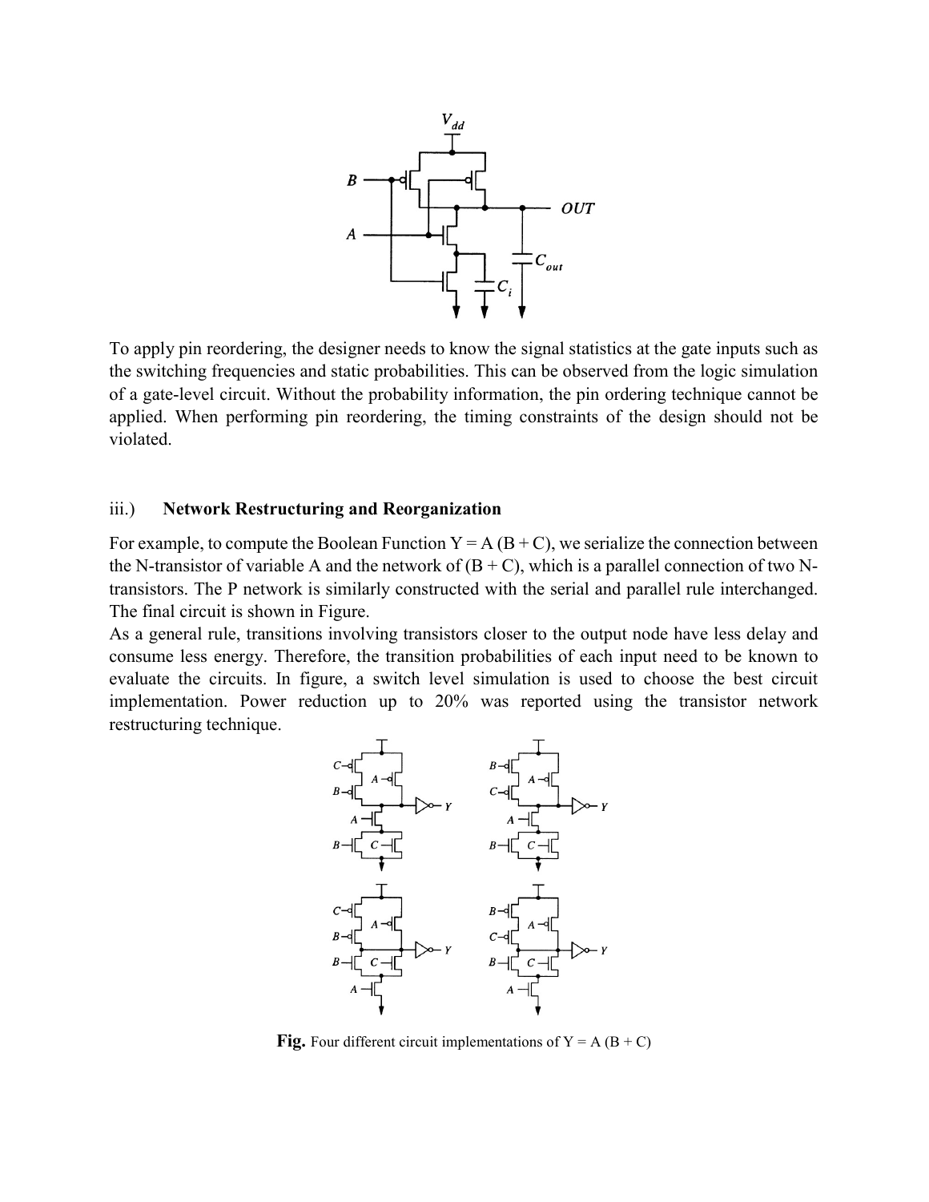To apply pin reordering, the designer needs to know the signal statistics at the gate inputs such as the switching frequencies and static probabilities. This can be observed from the logic simulation of a gate-level circuit. Without the probability information, the pin ordering technique cannot be applied. When performing pin reordering, the timing constraints of the design should not be violated.

### iii.) **Network Restructuring and Reorganization**

For example, to compute the Boolean Function Y = A (B + C), we serialize the connection between the N-transistor of variable A and the network of (B + C), which is a parallel connection of two N-transistors. The P network is similarly constructed with the serial and parallel rule interchanged. The final circuit is shown in Figure.

As a general rule, transitions involving transistors closer to the output node have less delay and consume less energy. Therefore, the transition probabilities of each input need to be known to evaluate the circuits. In figure, a switch level simulation is used to choose the best circuit implementation. Power reduction up to 20% was reported using the transistor network restructuring technique.

**Fig.** Four different circuit implementations of Y = A (B + C)